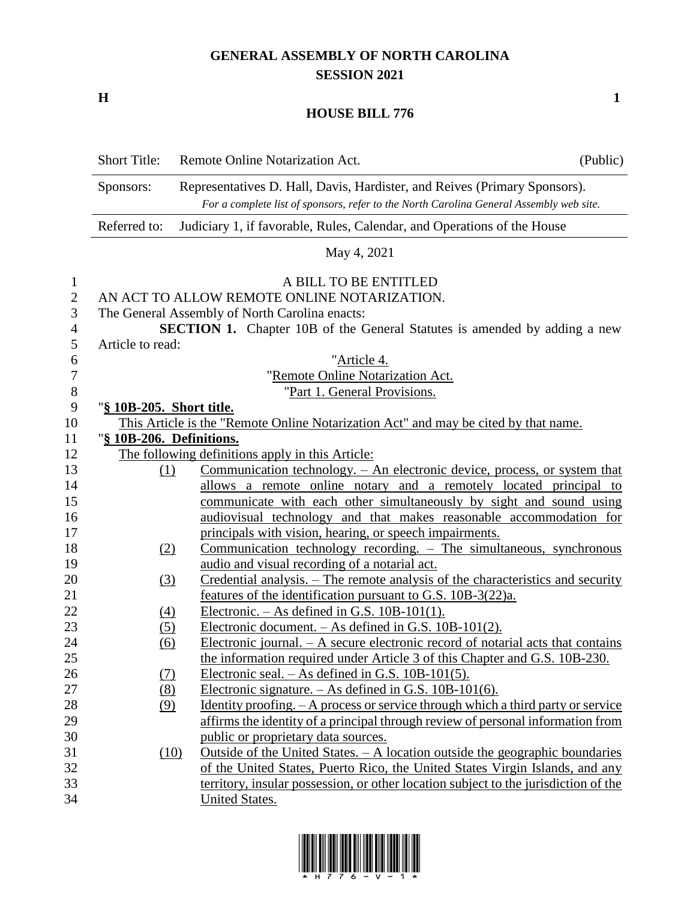# GENERAL ASSEMBLY OF NORTH CAROLINA
## SESSION 2021

**H** **1**

## HOUSE BILL 776

| Short Title: | Remote Online Notarization Act. | (Public) |
|---|---|---|
| Sponsors: | Representatives D. Hall, Davis, Hardister, and Reives (Primary Sponsors). *For a complete list of sponsors, refer to the North Carolina General Assembly web site.* | |
| Referred to: | Judiciary 1, if favorable, Rules, Calendar, and Operations of the House | |

May 4, 2021

A BILL TO BE ENTITLED

AN ACT TO ALLOW REMOTE ONLINE NOTARIZATION.

The General Assembly of North Carolina enacts:

**SECTION 1.** Chapter 10B of the General Statutes is amended by adding a new Article to read:

"Article 4.

"Remote Online Notarization Act.

"Part 1. General Provisions.

"**§ 10B-205. Short title.**

This Article is the "Remote Online Notarization Act" and may be cited by that name.

"**§ 10B-206. Definitions.**

The following definitions apply in this Article:

(1) Communication technology. – An electronic device, process, or system that allows a remote online notary and a remotely located principal to communicate with each other simultaneously by sight and sound using audiovisual technology and that makes reasonable accommodation for principals with vision, hearing, or speech impairments.

(2) Communication technology recording. – The simultaneous, synchronous audio and visual recording of a notarial act.

(3) Credential analysis. – The remote analysis of the characteristics and security features of the identification pursuant to G.S. 10B-3(22)a.

(4) Electronic. – As defined in G.S. 10B-101(1).

(5) Electronic document. – As defined in G.S. 10B-101(2).

(6) Electronic journal. – A secure electronic record of notarial acts that contains the information required under Article 3 of this Chapter and G.S. 10B-230.

(7) Electronic seal. – As defined in G.S. 10B-101(5).

(8) Electronic signature. – As defined in G.S. 10B-101(6).

(9) Identity proofing. – A process or service through which a third party or service affirms the identity of a principal through review of personal information from public or proprietary data sources.

(10) Outside of the United States. – A location outside the geographic boundaries of the United States, Puerto Rico, the United States Virgin Islands, and any territory, insular possession, or other location subject to the jurisdiction of the United States.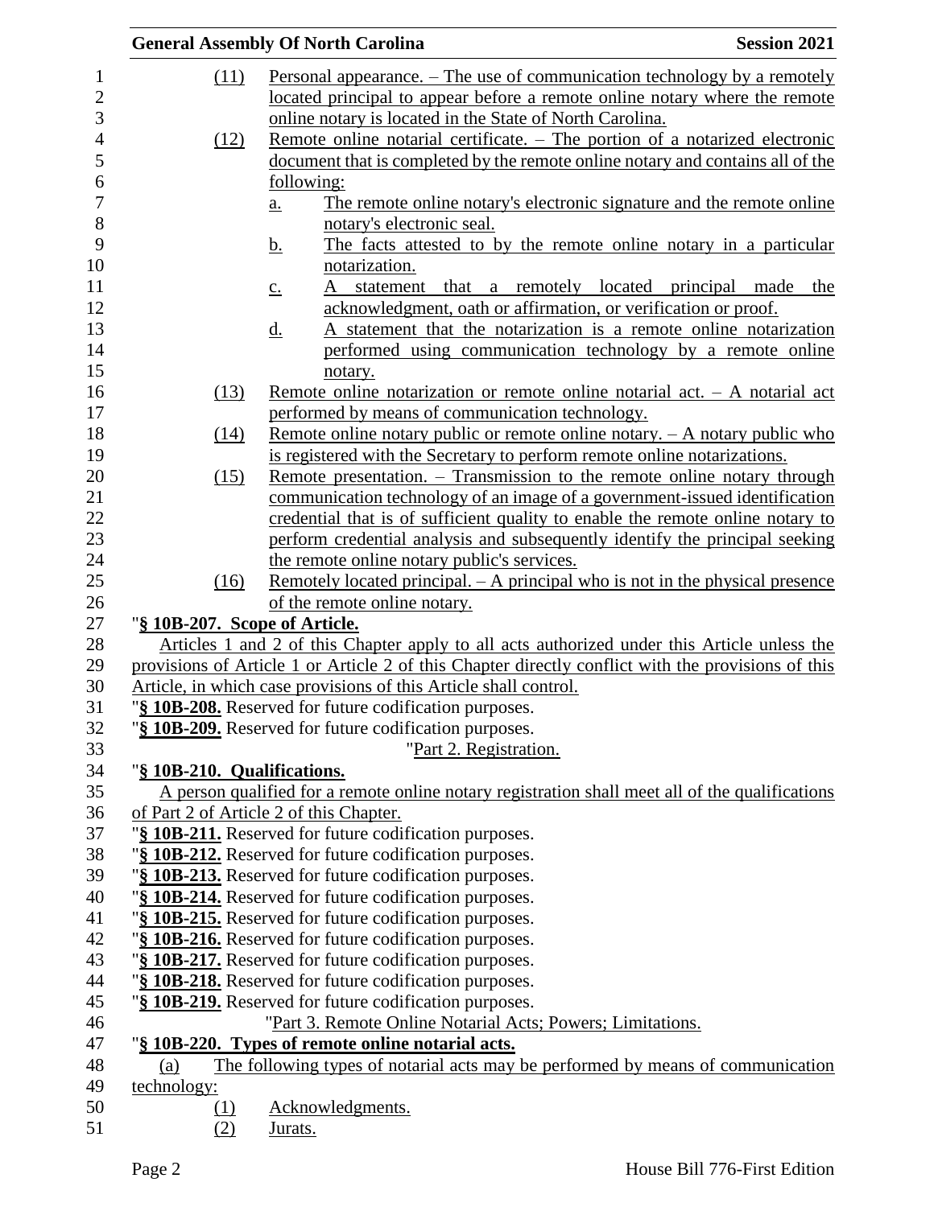(11) Personal appearance. – The use of communication technology by a remotely located principal to appear before a remote online notary where the remote online notary is located in the State of North Carolina.

(12) Remote online notarial certificate. – The portion of a notarized electronic document that is completed by the remote online notary and contains all of the following:

a. The remote online notary's electronic signature and the remote online notary's electronic seal.

b. The facts attested to by the remote online notary in a particular notarization.

c. A statement that a remotely located principal made the acknowledgment, oath or affirmation, or verification or proof.

d. A statement that the notarization is a remote online notarization performed using communication technology by a remote online notary.

(13) Remote online notarization or remote online notarial act. – A notarial act performed by means of communication technology.

(14) Remote online notary public or remote online notary. – A notary public who is registered with the Secretary to perform remote online notarizations.

(15) Remote presentation. – Transmission to the remote online notary through communication technology of an image of a government-issued identification credential that is of sufficient quality to enable the remote online notary to perform credential analysis and subsequently identify the principal seeking the remote online notary public's services.

(16) Remotely located principal. – A principal who is not in the physical presence of the remote online notary.

"**§ 10B-207. Scope of Article.**

Articles 1 and 2 of this Chapter apply to all acts authorized under this Article unless the provisions of Article 1 or Article 2 of this Chapter directly conflict with the provisions of this Article, in which case provisions of this Article shall control.

"**§ 10B-208.** Reserved for future codification purposes.

"**§ 10B-209.** Reserved for future codification purposes.

"Part 2. Registration.

"**§ 10B-210. Qualifications.**

A person qualified for a remote online notary registration shall meet all of the qualifications of Part 2 of Article 2 of this Chapter.

"**§ 10B-211.** Reserved for future codification purposes.

"**§ 10B-212.** Reserved for future codification purposes.

"**§ 10B-213.** Reserved for future codification purposes.

"**§ 10B-214.** Reserved for future codification purposes.

"**§ 10B-215.** Reserved for future codification purposes.

"**§ 10B-216.** Reserved for future codification purposes.

"**§ 10B-217.** Reserved for future codification purposes.

"**§ 10B-218.** Reserved for future codification purposes.

"**§ 10B-219.** Reserved for future codification purposes.

"Part 3. Remote Online Notarial Acts; Powers; Limitations.

"**§ 10B-220. Types of remote online notarial acts.**

(a) The following types of notarial acts may be performed by means of communication technology:

(1) Acknowledgments.

(2) Jurats.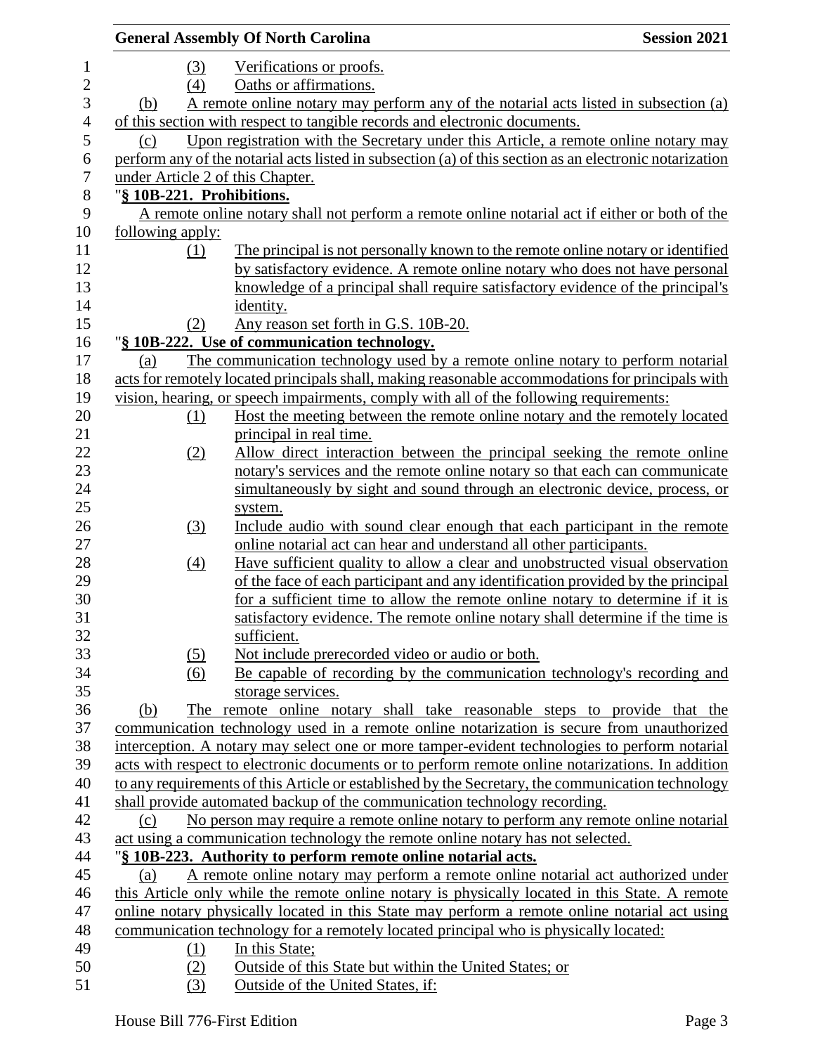(3) Verifications or proofs.

(4) Oaths or affirmations.

(b) A remote online notary may perform any of the notarial acts listed in subsection (a) of this section with respect to tangible records and electronic documents.

(c) Upon registration with the Secretary under this Article, a remote online notary may perform any of the notarial acts listed in subsection (a) of this section as an electronic notarization under Article 2 of this Chapter.

"**§ 10B-221. Prohibitions.**

A remote online notary shall not perform a remote online notarial act if either or both of the following apply:

(1) The principal is not personally known to the remote online notary or identified by satisfactory evidence. A remote online notary who does not have personal knowledge of a principal shall require satisfactory evidence of the principal's identity.

(2) Any reason set forth in G.S. 10B-20.

"**§ 10B-222. Use of communication technology.**

(a) The communication technology used by a remote online notary to perform notarial acts for remotely located principals shall, making reasonable accommodations for principals with vision, hearing, or speech impairments, comply with all of the following requirements:

(1) Host the meeting between the remote online notary and the remotely located principal in real time.

(2) Allow direct interaction between the principal seeking the remote online notary's services and the remote online notary so that each can communicate simultaneously by sight and sound through an electronic device, process, or system.

(3) Include audio with sound clear enough that each participant in the remote online notarial act can hear and understand all other participants.

(4) Have sufficient quality to allow a clear and unobstructed visual observation of the face of each participant and any identification provided by the principal for a sufficient time to allow the remote online notary to determine if it is satisfactory evidence. The remote online notary shall determine if the time is sufficient.

(5) Not include prerecorded video or audio or both.

(6) Be capable of recording by the communication technology's recording and storage services.

(b) The remote online notary shall take reasonable steps to provide that the communication technology used in a remote online notarization is secure from unauthorized interception. A notary may select one or more tamper-evident technologies to perform notarial acts with respect to electronic documents or to perform remote online notarizations. In addition to any requirements of this Article or established by the Secretary, the communication technology shall provide automated backup of the communication technology recording.

(c) No person may require a remote online notary to perform any remote online notarial act using a communication technology the remote online notary has not selected.

"**§ 10B-223. Authority to perform remote online notarial acts.**

(a) A remote online notary may perform a remote online notarial act authorized under this Article only while the remote online notary is physically located in this State. A remote online notary physically located in this State may perform a remote online notarial act using communication technology for a remotely located principal who is physically located:

(1) In this State;

(2) Outside of this State but within the United States; or

(3) Outside of the United States, if: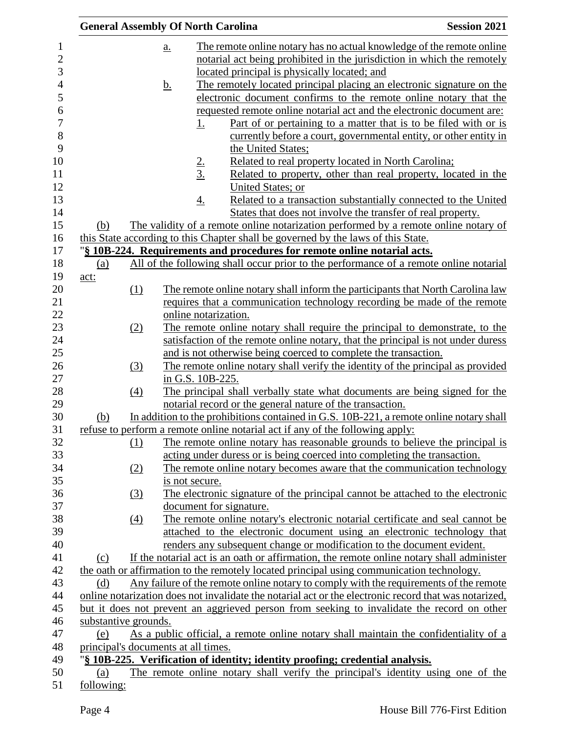a. The remote online notary has no actual knowledge of the remote online notarial act being prohibited in the jurisdiction in which the remotely located principal is physically located; and

b. The remotely located principal placing an electronic signature on the electronic document confirms to the remote online notary that the requested remote online notarial act and the electronic document are:

1. Part of or pertaining to a matter that is to be filed with or is currently before a court, governmental entity, or other entity in the United States;
2. Related to real property located in North Carolina;
3. Related to property, other than real property, located in the United States; or
4. Related to a transaction substantially connected to the United States that does not involve the transfer of real property.

(b) The validity of a remote online notarization performed by a remote online notary of this State according to this Chapter shall be governed by the laws of this State.

"**§ 10B-224. Requirements and procedures for remote online notarial acts.**

(a) All of the following shall occur prior to the performance of a remote online notarial act:

(1) The remote online notary shall inform the participants that North Carolina law requires that a communication technology recording be made of the remote online notarization.

(2) The remote online notary shall require the principal to demonstrate, to the satisfaction of the remote online notary, that the principal is not under duress and is not otherwise being coerced to complete the transaction.

(3) The remote online notary shall verify the identity of the principal as provided in G.S. 10B-225.

(4) The principal shall verbally state what documents are being signed for the notarial record or the general nature of the transaction.

(b) In addition to the prohibitions contained in G.S. 10B-221, a remote online notary shall refuse to perform a remote online notarial act if any of the following apply:

(1) The remote online notary has reasonable grounds to believe the principal is acting under duress or is being coerced into completing the transaction.

(2) The remote online notary becomes aware that the communication technology is not secure.

(3) The electronic signature of the principal cannot be attached to the electronic document for signature.

(4) The remote online notary's electronic notarial certificate and seal cannot be attached to the electronic document using an electronic technology that renders any subsequent change or modification to the document evident.

(c) If the notarial act is an oath or affirmation, the remote online notary shall administer the oath or affirmation to the remotely located principal using communication technology.

(d) Any failure of the remote online notary to comply with the requirements of the remote online notarization does not invalidate the notarial act or the electronic record that was notarized, but it does not prevent an aggrieved person from seeking to invalidate the record on other substantive grounds.

(e) As a public official, a remote online notary shall maintain the confidentiality of a principal's documents at all times.

"**§ 10B-225. Verification of identity; identity proofing; credential analysis.**

(a) The remote online notary shall verify the principal's identity using one of the following: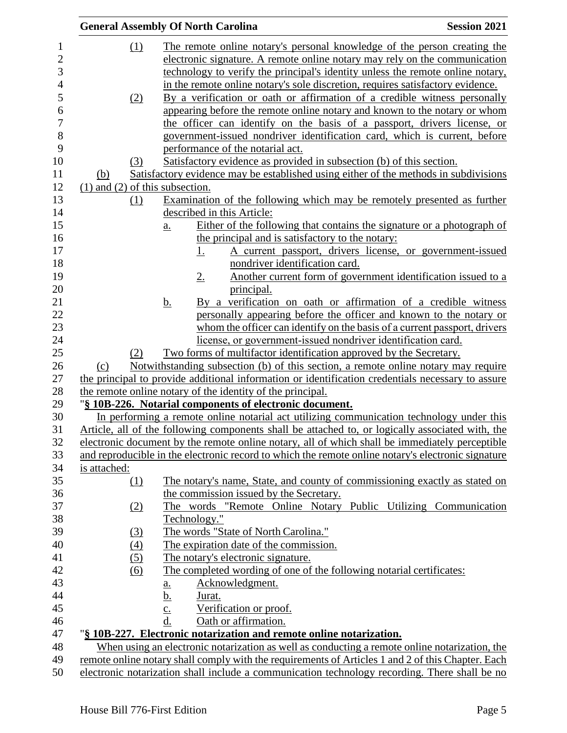(1) The remote online notary's personal knowledge of the person creating the electronic signature. A remote online notary may rely on the communication technology to verify the principal's identity unless the remote online notary, in the remote online notary's sole discretion, requires satisfactory evidence.

(2) By a verification or oath or affirmation of a credible witness personally appearing before the remote online notary and known to the notary or whom the officer can identify on the basis of a passport, drivers license, or government-issued nondriver identification card, which is current, before performance of the notarial act.

(3) Satisfactory evidence as provided in subsection (b) of this section.

(b) Satisfactory evidence may be established using either of the methods in subdivisions (1) and (2) of this subsection.

(1) Examination of the following which may be remotely presented as further described in this Article:

a. Either of the following that contains the signature or a photograph of the principal and is satisfactory to the notary:

1. A current passport, drivers license, or government-issued nondriver identification card.

2. Another current form of government identification issued to a principal.

b. By a verification on oath or affirmation of a credible witness personally appearing before the officer and known to the notary or whom the officer can identify on the basis of a current passport, drivers license, or government-issued nondriver identification card.

(2) Two forms of multifactor identification approved by the Secretary.

(c) Notwithstanding subsection (b) of this section, a remote online notary may require the principal to provide additional information or identification credentials necessary to assure the remote online notary of the identity of the principal.

"**§ 10B-226. Notarial components of electronic document.**

In performing a remote online notarial act utilizing communication technology under this Article, all of the following components shall be attached to, or logically associated with, the electronic document by the remote online notary, all of which shall be immediately perceptible and reproducible in the electronic record to which the remote online notary's electronic signature is attached:

(1) The notary's name, State, and county of commissioning exactly as stated on the commission issued by the Secretary.

(2) The words "Remote Online Notary Public Utilizing Communication Technology."

(3) The words "State of North Carolina."

(4) The expiration date of the commission.

(5) The notary's electronic signature.

(6) The completed wording of one of the following notarial certificates:

a. Acknowledgment.

b. Jurat.

c. Verification or proof.

d. Oath or affirmation.

"**§ 10B-227. Electronic notarization and remote online notarization.**

When using an electronic notarization as well as conducting a remote online notarization, the remote online notary shall comply with the requirements of Articles 1 and 2 of this Chapter. Each electronic notarization shall include a communication technology recording. There shall be no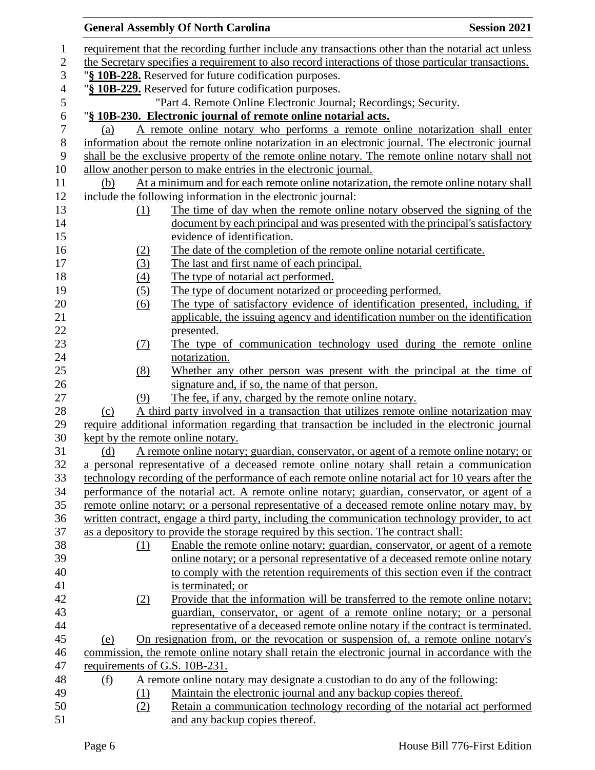requirement that the recording further include any transactions other than the notarial act unless the Secretary specifies a requirement to also record interactions of those particular transactions.

"**§ 10B-228.** Reserved for future codification purposes.

"**§ 10B-229.** Reserved for future codification purposes.

"Part 4. Remote Online Electronic Journal; Recordings; Security.

"**§ 10B-230. Electronic journal of remote online notarial acts.**

(a) A remote online notary who performs a remote online notarization shall enter information about the remote online notarization in an electronic journal. The electronic journal shall be the exclusive property of the remote online notary. The remote online notary shall not allow another person to make entries in the electronic journal.

(b) At a minimum and for each remote online notarization, the remote online notary shall include the following information in the electronic journal:

(1) The time of day when the remote online notary observed the signing of the document by each principal and was presented with the principal's satisfactory evidence of identification.

(2) The date of the completion of the remote online notarial certificate.

(3) The last and first name of each principal.

(4) The type of notarial act performed.

(5) The type of document notarized or proceeding performed.

(6) The type of satisfactory evidence of identification presented, including, if applicable, the issuing agency and identification number on the identification presented.

(7) The type of communication technology used during the remote online notarization.

(8) Whether any other person was present with the principal at the time of signature and, if so, the name of that person.

(9) The fee, if any, charged by the remote online notary.

(c) A third party involved in a transaction that utilizes remote online notarization may require additional information regarding that transaction be included in the electronic journal kept by the remote online notary.

(d) A remote online notary; guardian, conservator, or agent of a remote online notary; or a personal representative of a deceased remote online notary shall retain a communication technology recording of the performance of each remote online notarial act for 10 years after the performance of the notarial act. A remote online notary; guardian, conservator, or agent of a remote online notary; or a personal representative of a deceased remote online notary may, by written contract, engage a third party, including the communication technology provider, to act as a depository to provide the storage required by this section. The contract shall:

(1) Enable the remote online notary; guardian, conservator, or agent of a remote online notary; or a personal representative of a deceased remote online notary to comply with the retention requirements of this section even if the contract is terminated; or

(2) Provide that the information will be transferred to the remote online notary; guardian, conservator, or agent of a remote online notary; or a personal representative of a deceased remote online notary if the contract is terminated.

(e) On resignation from, or the revocation or suspension of, a remote online notary's commission, the remote online notary shall retain the electronic journal in accordance with the requirements of G.S. 10B-231.

(f) A remote online notary may designate a custodian to do any of the following:

(1) Maintain the electronic journal and any backup copies thereof.

(2) Retain a communication technology recording of the notarial act performed and any backup copies thereof.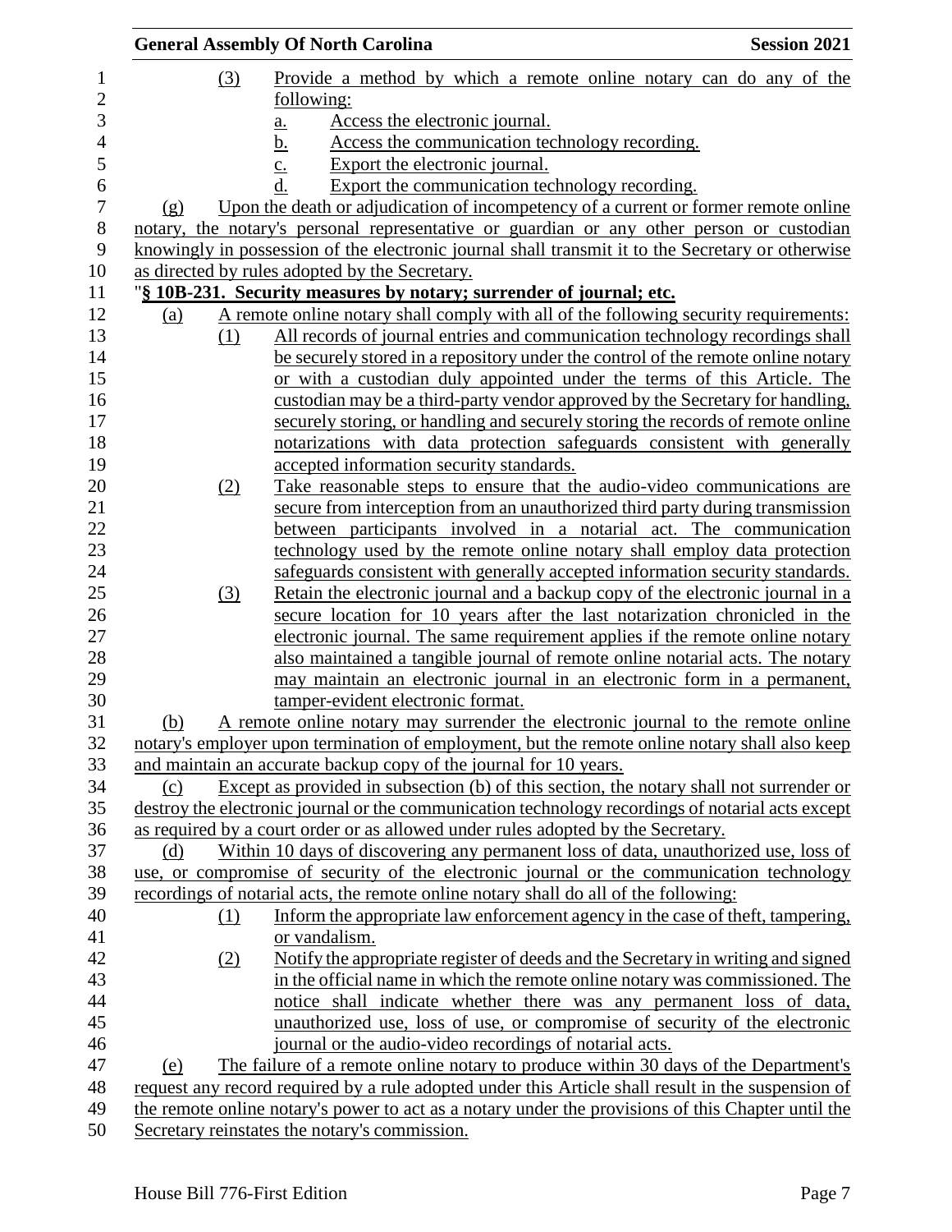(3) Provide a method by which a remote online notary can do any of the following:

a. Access the electronic journal.

b. Access the communication technology recording.

c. Export the electronic journal.

d. Export the communication technology recording.

(g) Upon the death or adjudication of incompetency of a current or former remote online notary, the notary's personal representative or guardian or any other person or custodian knowingly in possession of the electronic journal shall transmit it to the Secretary or otherwise as directed by rules adopted by the Secretary.

"**§ 10B-231. Security measures by notary; surrender of journal; etc.**

(a) A remote online notary shall comply with all of the following security requirements:

(1) All records of journal entries and communication technology recordings shall be securely stored in a repository under the control of the remote online notary or with a custodian duly appointed under the terms of this Article. The custodian may be a third-party vendor approved by the Secretary for handling, securely storing, or handling and securely storing the records of remote online notarizations with data protection safeguards consistent with generally accepted information security standards.

(2) Take reasonable steps to ensure that the audio-video communications are secure from interception from an unauthorized third party during transmission between participants involved in a notarial act. The communication technology used by the remote online notary shall employ data protection safeguards consistent with generally accepted information security standards.

(3) Retain the electronic journal and a backup copy of the electronic journal in a secure location for 10 years after the last notarization chronicled in the electronic journal. The same requirement applies if the remote online notary also maintained a tangible journal of remote online notarial acts. The notary may maintain an electronic journal in an electronic form in a permanent, tamper-evident electronic format.

(b) A remote online notary may surrender the electronic journal to the remote online notary's employer upon termination of employment, but the remote online notary shall also keep and maintain an accurate backup copy of the journal for 10 years.

(c) Except as provided in subsection (b) of this section, the notary shall not surrender or destroy the electronic journal or the communication technology recordings of notarial acts except as required by a court order or as allowed under rules adopted by the Secretary.

(d) Within 10 days of discovering any permanent loss of data, unauthorized use, loss of use, or compromise of security of the electronic journal or the communication technology recordings of notarial acts, the remote online notary shall do all of the following:

(1) Inform the appropriate law enforcement agency in the case of theft, tampering, or vandalism.

(2) Notify the appropriate register of deeds and the Secretary in writing and signed in the official name in which the remote online notary was commissioned. The notice shall indicate whether there was any permanent loss of data, unauthorized use, loss of use, or compromise of security of the electronic journal or the audio-video recordings of notarial acts.

(e) The failure of a remote online notary to produce within 30 days of the Department's request any record required by a rule adopted under this Article shall result in the suspension of the remote online notary's power to act as a notary under the provisions of this Chapter until the Secretary reinstates the notary's commission.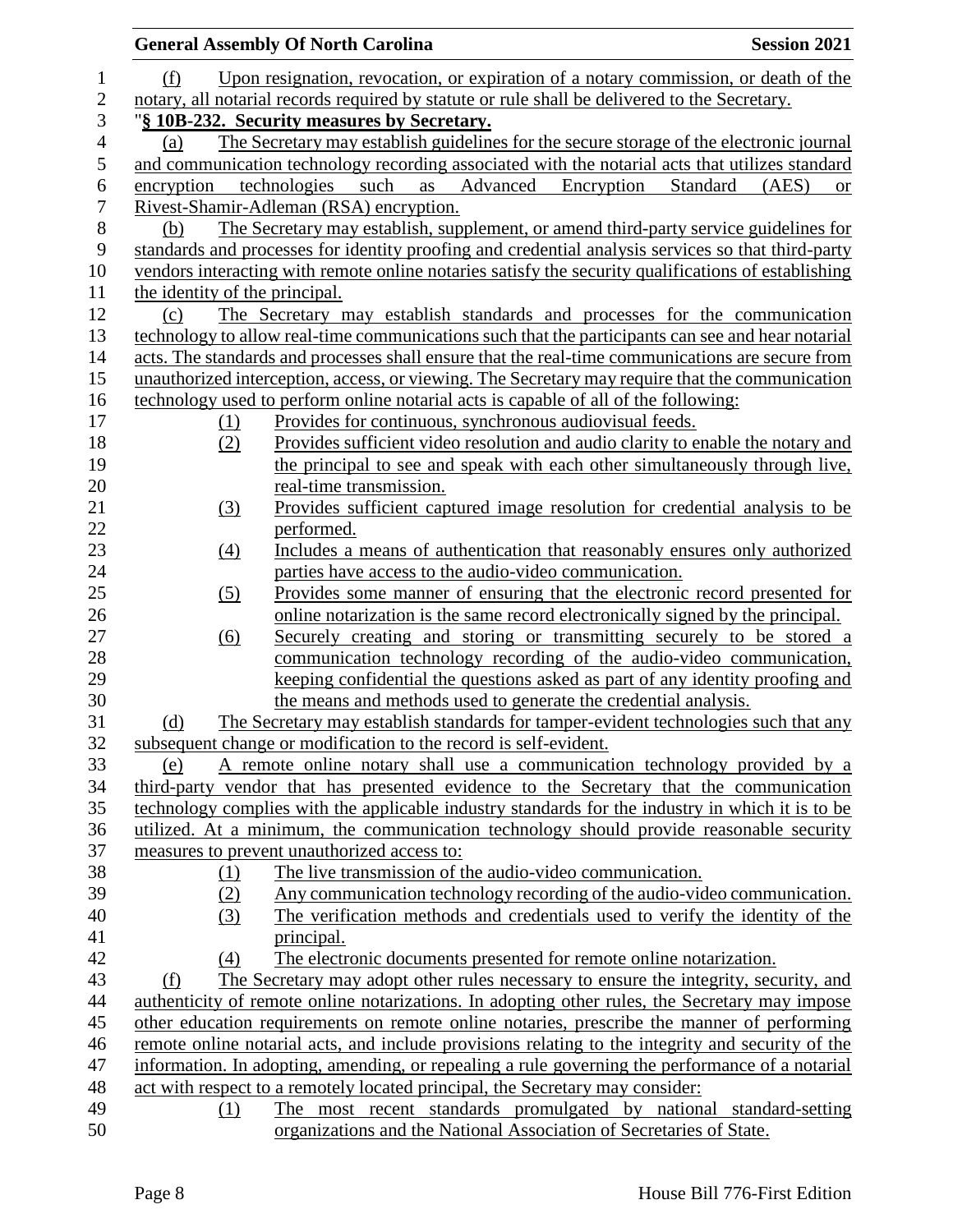(f) Upon resignation, revocation, or expiration of a notary commission, or death of the notary, all notarial records required by statute or rule shall be delivered to the Secretary.

"**§ 10B-232. Security measures by Secretary.**

(a) The Secretary may establish guidelines for the secure storage of the electronic journal and communication technology recording associated with the notarial acts that utilizes standard encryption technologies such as Advanced Encryption Standard (AES) or Rivest-Shamir-Adleman (RSA) encryption.

(b) The Secretary may establish, supplement, or amend third-party service guidelines for standards and processes for identity proofing and credential analysis services so that third-party vendors interacting with remote online notaries satisfy the security qualifications of establishing the identity of the principal.

(c) The Secretary may establish standards and processes for the communication technology to allow real-time communications such that the participants can see and hear notarial acts. The standards and processes shall ensure that the real-time communications are secure from unauthorized interception, access, or viewing. The Secretary may require that the communication technology used to perform online notarial acts is capable of all of the following:

(1) Provides for continuous, synchronous audiovisual feeds.

(2) Provides sufficient video resolution and audio clarity to enable the notary and the principal to see and speak with each other simultaneously through live, real-time transmission.

(3) Provides sufficient captured image resolution for credential analysis to be performed.

(4) Includes a means of authentication that reasonably ensures only authorized parties have access to the audio-video communication.

(5) Provides some manner of ensuring that the electronic record presented for online notarization is the same record electronically signed by the principal.

(6) Securely creating and storing or transmitting securely to be stored a communication technology recording of the audio-video communication, keeping confidential the questions asked as part of any identity proofing and the means and methods used to generate the credential analysis.

(d) The Secretary may establish standards for tamper-evident technologies such that any subsequent change or modification to the record is self-evident.

(e) A remote online notary shall use a communication technology provided by a third-party vendor that has presented evidence to the Secretary that the communication technology complies with the applicable industry standards for the industry in which it is to be utilized. At a minimum, the communication technology should provide reasonable security measures to prevent unauthorized access to:

(1) The live transmission of the audio-video communication.

(2) Any communication technology recording of the audio-video communication.

(3) The verification methods and credentials used to verify the identity of the principal.

(4) The electronic documents presented for remote online notarization.

(f) The Secretary may adopt other rules necessary to ensure the integrity, security, and authenticity of remote online notarizations. In adopting other rules, the Secretary may impose other education requirements on remote online notaries, prescribe the manner of performing remote online notarial acts, and include provisions relating to the integrity and security of the information. In adopting, amending, or repealing a rule governing the performance of a notarial act with respect to a remotely located principal, the Secretary may consider:

(1) The most recent standards promulgated by national standard-setting organizations and the National Association of Secretaries of State.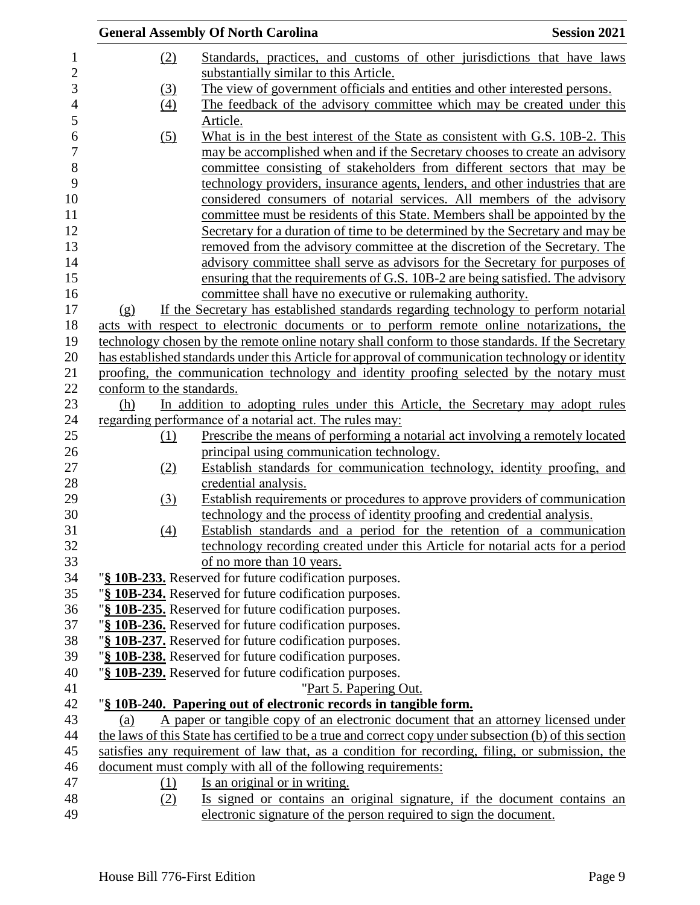(2) Standards, practices, and customs of other jurisdictions that have laws substantially similar to this Article.

(3) The view of government officials and entities and other interested persons.

(4) The feedback of the advisory committee which may be created under this Article.

(5) What is in the best interest of the State as consistent with G.S. 10B-2. This may be accomplished when and if the Secretary chooses to create an advisory committee consisting of stakeholders from different sectors that may be technology providers, insurance agents, lenders, and other industries that are considered consumers of notarial services. All members of the advisory committee must be residents of this State. Members shall be appointed by the Secretary for a duration of time to be determined by the Secretary and may be removed from the advisory committee at the discretion of the Secretary. The advisory committee shall serve as advisors for the Secretary for purposes of ensuring that the requirements of G.S. 10B-2 are being satisfied. The advisory committee shall have no executive or rulemaking authority.

(g) If the Secretary has established standards regarding technology to perform notarial acts with respect to electronic documents or to perform remote online notarizations, the technology chosen by the remote online notary shall conform to those standards. If the Secretary has established standards under this Article for approval of communication technology or identity proofing, the communication technology and identity proofing selected by the notary must conform to the standards.

(h) In addition to adopting rules under this Article, the Secretary may adopt rules regarding performance of a notarial act. The rules may:

(1) Prescribe the means of performing a notarial act involving a remotely located principal using communication technology.

(2) Establish standards for communication technology, identity proofing, and credential analysis.

(3) Establish requirements or procedures to approve providers of communication technology and the process of identity proofing and credential analysis.

(4) Establish standards and a period for the retention of a communication technology recording created under this Article for notarial acts for a period of no more than 10 years.

"**§ 10B-233.** Reserved for future codification purposes.

"**§ 10B-234.** Reserved for future codification purposes.

"**§ 10B-235.** Reserved for future codification purposes.

"**§ 10B-236.** Reserved for future codification purposes.

"**§ 10B-237.** Reserved for future codification purposes.

"**§ 10B-238.** Reserved for future codification purposes.

"**§ 10B-239.** Reserved for future codification purposes.

"Part 5. Papering Out.

"**§ 10B-240. Papering out of electronic records in tangible form.**

(a) A paper or tangible copy of an electronic document that an attorney licensed under the laws of this State has certified to be a true and correct copy under subsection (b) of this section satisfies any requirement of law that, as a condition for recording, filing, or submission, the document must comply with all of the following requirements:

(1) Is an original or in writing.

(2) Is signed or contains an original signature, if the document contains an electronic signature of the person required to sign the document.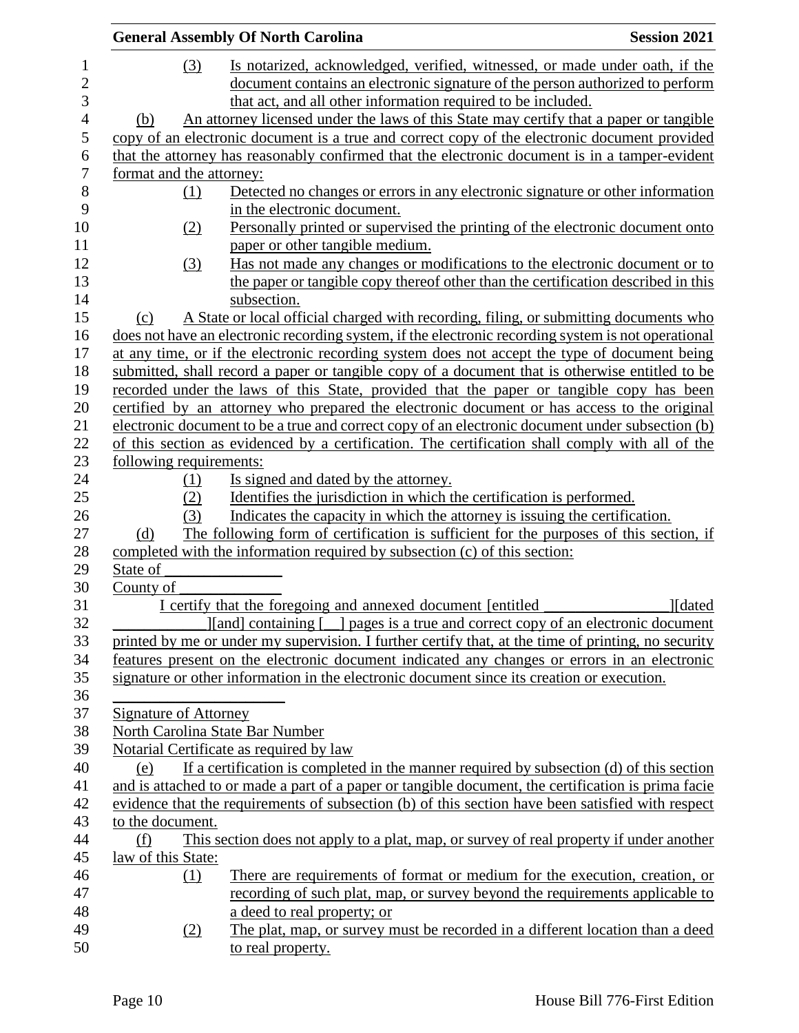(3) Is notarized, acknowledged, verified, witnessed, or made under oath, if the document contains an electronic signature of the person authorized to perform that act, and all other information required to be included.

(b) An attorney licensed under the laws of this State may certify that a paper or tangible copy of an electronic document is a true and correct copy of the electronic document provided that the attorney has reasonably confirmed that the electronic document is in a tamper-evident format and the attorney:

(1) Detected no changes or errors in any electronic signature or other information in the electronic document.

(2) Personally printed or supervised the printing of the electronic document onto paper or other tangible medium.

(3) Has not made any changes or modifications to the electronic document or to the paper or tangible copy thereof other than the certification described in this subsection.

(c) A State or local official charged with recording, filing, or submitting documents who does not have an electronic recording system, if the electronic recording system is not operational at any time, or if the electronic recording system does not accept the type of document being submitted, shall record a paper or tangible copy of a document that is otherwise entitled to be recorded under the laws of this State, provided that the paper or tangible copy has been certified by an attorney who prepared the electronic document or has access to the original electronic document to be a true and correct copy of an electronic document under subsection (b) of this section as evidenced by a certification. The certification shall comply with all of the following requirements:

(1) Is signed and dated by the attorney.

(2) Identifies the jurisdiction in which the certification is performed.

(3) Indicates the capacity in which the attorney is issuing the certification.

(d) The following form of certification is sufficient for the purposes of this section, if completed with the information required by subsection (c) of this section:

State of _______________

County of _____________

I certify that the foregoing and annexed document [entitled ________________][dated ____________][and] containing [__] pages is a true and correct copy of an electronic document printed by me or under my supervision. I further certify that, at the time of printing, no security features present on the electronic document indicated any changes or errors in an electronic signature or other information in the electronic document since its creation or execution.

_____________________

Signature of Attorney

North Carolina State Bar Number

Notarial Certificate as required by law

(e) If a certification is completed in the manner required by subsection (d) of this section and is attached to or made a part of a paper or tangible document, the certification is prima facie evidence that the requirements of subsection (b) of this section have been satisfied with respect to the document.

(f) This section does not apply to a plat, map, or survey of real property if under another law of this State:

(1) There are requirements of format or medium for the execution, creation, or recording of such plat, map, or survey beyond the requirements applicable to a deed to real property; or

(2) The plat, map, or survey must be recorded in a different location than a deed to real property.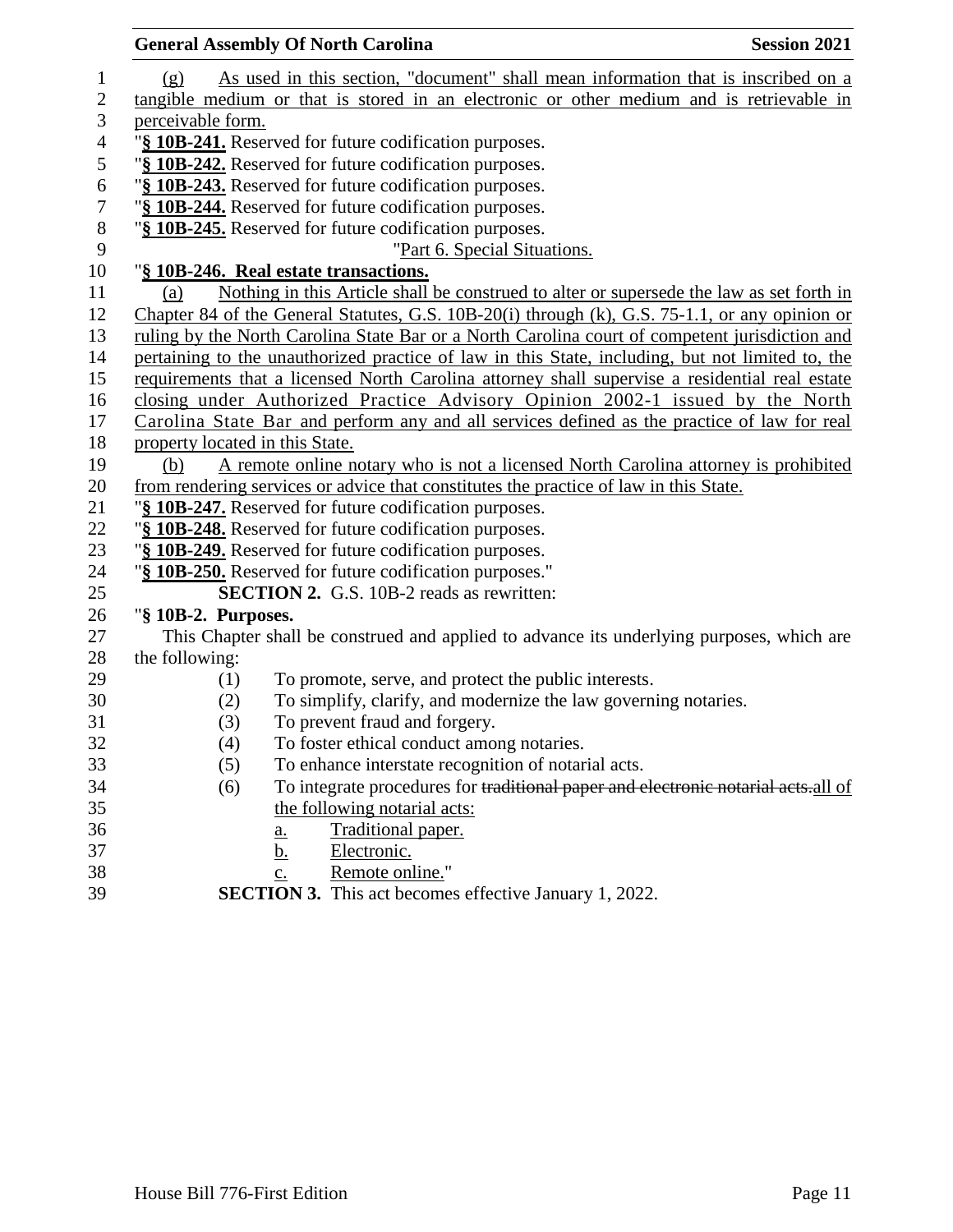(g) As used in this section, "document" shall mean information that is inscribed on a tangible medium or that is stored in an electronic or other medium and is retrievable in perceivable form.

"**§ 10B-241.** Reserved for future codification purposes.

"**§ 10B-242.** Reserved for future codification purposes.

"**§ 10B-243.** Reserved for future codification purposes.

"**§ 10B-244.** Reserved for future codification purposes.

"**§ 10B-245.** Reserved for future codification purposes.

"Part 6. Special Situations.

"**§ 10B-246. Real estate transactions.**

(a) Nothing in this Article shall be construed to alter or supersede the law as set forth in Chapter 84 of the General Statutes, G.S. 10B-20(i) through (k), G.S. 75-1.1, or any opinion or ruling by the North Carolina State Bar or a North Carolina court of competent jurisdiction and pertaining to the unauthorized practice of law in this State, including, but not limited to, the requirements that a licensed North Carolina attorney shall supervise a residential real estate closing under Authorized Practice Advisory Opinion 2002-1 issued by the North Carolina State Bar and perform any and all services defined as the practice of law for real property located in this State.

(b) A remote online notary who is not a licensed North Carolina attorney is prohibited from rendering services or advice that constitutes the practice of law in this State.

"**§ 10B-247.** Reserved for future codification purposes.

"**§ 10B-248.** Reserved for future codification purposes.

"**§ 10B-249.** Reserved for future codification purposes.

"**§ 10B-250.** Reserved for future codification purposes."

**SECTION 2.** G.S. 10B-2 reads as rewritten:

"**§ 10B-2. Purposes.**

This Chapter shall be construed and applied to advance its underlying purposes, which are the following:

(1) To promote, serve, and protect the public interests.
(2) To simplify, clarify, and modernize the law governing notaries.
(3) To prevent fraud and forgery.
(4) To foster ethical conduct among notaries.
(5) To enhance interstate recognition of notarial acts.
(6) To integrate procedures for ~~traditional paper and electronic notarial acts.~~all of the following notarial acts:
    a. Traditional paper.
    b. Electronic.
    c. Remote online."

**SECTION 3.** This act becomes effective January 1, 2022.